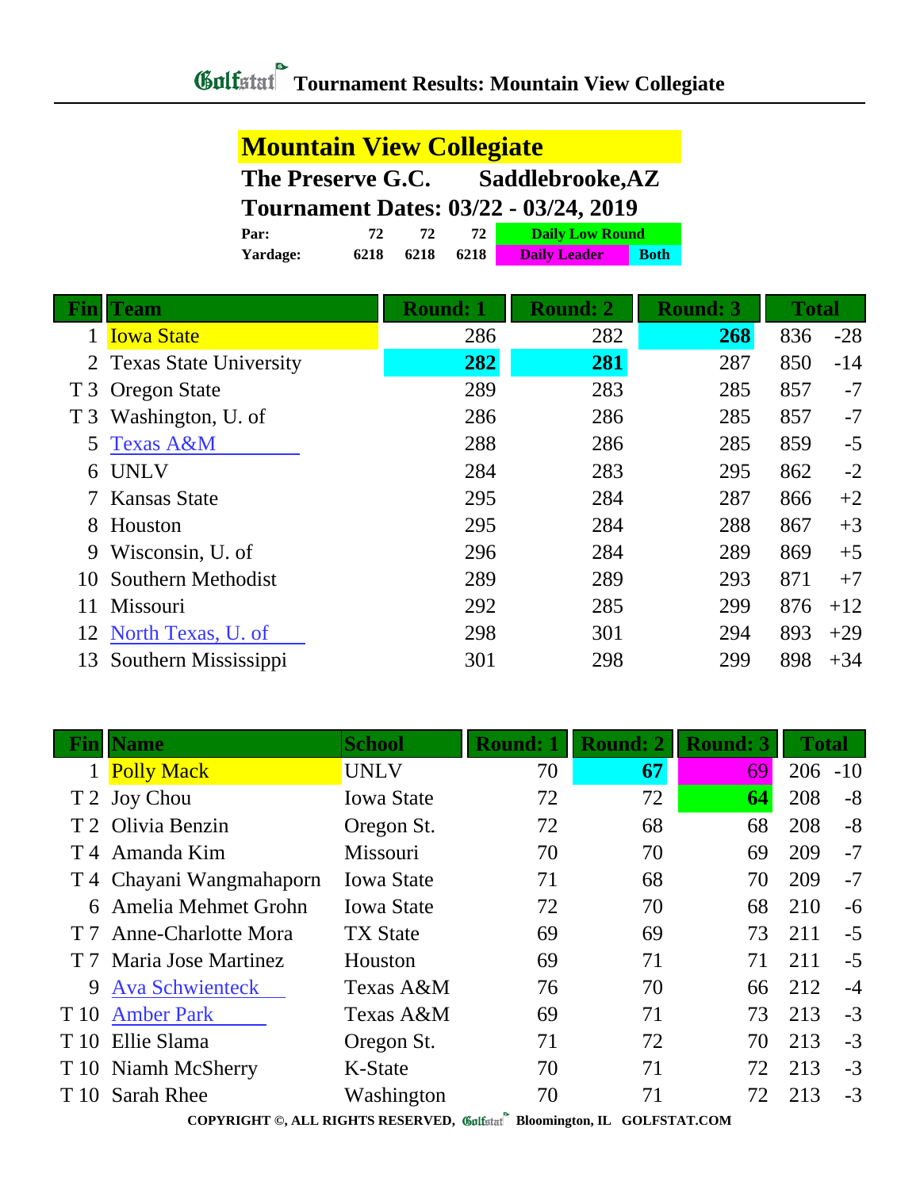# Tournament Results: Mountain View Collegiate

## Mountain View Collegiate

**The Preserve G.C. Saddlebrooke,AZ**

**Tournament Dates: 03/22 - 03/24, 2019**

| | | | | |
|---|---|---|---|---|
| **Par:** | 72 | 72 | 72 | Daily Low Round |
| **Yardage:** | 6218 | 6218 | 6218 | Daily Leader / Both |

| Fin | Team | Round: 1 | Round: 2 | Round: 3 | Total | |
|---|---|---|---|---|---|---|
| 1 | Iowa State | 286 | 282 | **268** | 836 | -28 |
| 2 | Texas State University | **282** | **281** | 287 | 850 | -14 |
| T 3 | Oregon State | 289 | 283 | 285 | 857 | -7 |
| T 3 | Washington, U. of | 286 | 286 | 285 | 857 | -7 |
| 5 | Texas A&M | 288 | 286 | 285 | 859 | -5 |
| 6 | UNLV | 284 | 283 | 295 | 862 | -2 |
| 7 | Kansas State | 295 | 284 | 287 | 866 | +2 |
| 8 | Houston | 295 | 284 | 288 | 867 | +3 |
| 9 | Wisconsin, U. of | 296 | 284 | 289 | 869 | +5 |
| 10 | Southern Methodist | 289 | 289 | 293 | 871 | +7 |
| 11 | Missouri | 292 | 285 | 299 | 876 | +12 |
| 12 | North Texas, U. of | 298 | 301 | 294 | 893 | +29 |
| 13 | Southern Mississippi | 301 | 298 | 299 | 898 | +34 |

| Fin | Name | School | Round: 1 | Round: 2 | Round: 3 | Total | |
|---|---|---|---|---|---|---|---|
| 1 | Polly Mack | UNLV | 70 | **67** | 69 | 206 | -10 |
| T 2 | Joy Chou | Iowa State | 72 | 72 | **64** | 208 | -8 |
| T 2 | Olivia Benzin | Oregon St. | 72 | 68 | 68 | 208 | -8 |
| T 4 | Amanda Kim | Missouri | 70 | 70 | 69 | 209 | -7 |
| T 4 | Chayani Wangmahaporn | Iowa State | 71 | 68 | 70 | 209 | -7 |
| 6 | Amelia Mehmet Grohn | Iowa State | 72 | 70 | 68 | 210 | -6 |
| T 7 | Anne-Charlotte Mora | TX State | 69 | 69 | 73 | 211 | -5 |
| T 7 | Maria Jose Martinez | Houston | 69 | 71 | 71 | 211 | -5 |
| 9 | Ava Schwienteck | Texas A&M | 76 | 70 | 66 | 212 | -4 |
| T 10 | Amber Park | Texas A&M | 69 | 71 | 73 | 213 | -3 |
| T 10 | Ellie Slama | Oregon St. | 71 | 72 | 70 | 213 | -3 |
| T 10 | Niamh McSherry | K-State | 70 | 71 | 72 | 213 | -3 |
| T 10 | Sarah Rhee | Washington | 70 | 71 | 72 | 213 | -3 |

COPYRIGHT ©, ALL RIGHTS RESERVED, Golfstat Bloomington, IL GOLFSTAT.COM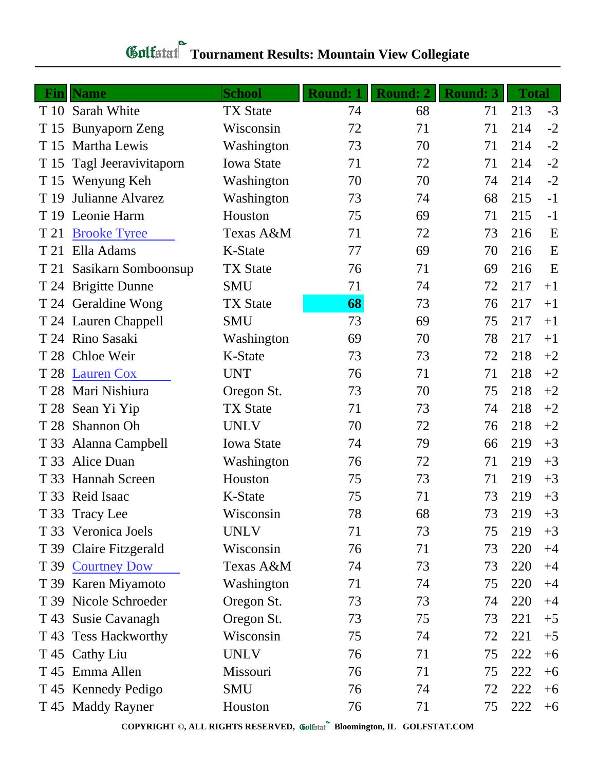# Golfstat Tournament Results: Mountain View Collegiate

| Fin | Name | School | Round: 1 | Round: 2 | Round: 3 | Total | |
|---|---|---|---|---|---|---|---|
| T 10 | Sarah White | TX State | 74 | 68 | 71 | 213 | -3 |
| T 15 | Bunyaporn Zeng | Wisconsin | 72 | 71 | 71 | 214 | -2 |
| T 15 | Martha Lewis | Washington | 73 | 70 | 71 | 214 | -2 |
| T 15 | Tagl Jeeravivitaporn | Iowa State | 71 | 72 | 71 | 214 | -2 |
| T 15 | Wenyung Keh | Washington | 70 | 70 | 74 | 214 | -2 |
| T 19 | Julianne Alvarez | Washington | 73 | 74 | 68 | 215 | -1 |
| T 19 | Leonie Harm | Houston | 75 | 69 | 71 | 215 | -1 |
| T 21 | Brooke Tyree | Texas A&M | 71 | 72 | 73 | 216 | E |
| T 21 | Ella Adams | K-State | 77 | 69 | 70 | 216 | E |
| T 21 | Sasikarn Somboonsup | TX State | 76 | 71 | 69 | 216 | E |
| T 24 | Brigitte Dunne | SMU | 71 | 74 | 72 | 217 | +1 |
| T 24 | Geraldine Wong | TX State | **68** | 73 | 76 | 217 | +1 |
| T 24 | Lauren Chappell | SMU | 73 | 69 | 75 | 217 | +1 |
| T 24 | Rino Sasaki | Washington | 69 | 70 | 78 | 217 | +1 |
| T 28 | Chloe Weir | K-State | 73 | 73 | 72 | 218 | +2 |
| T 28 | Lauren Cox | UNT | 76 | 71 | 71 | 218 | +2 |
| T 28 | Mari Nishiura | Oregon St. | 73 | 70 | 75 | 218 | +2 |
| T 28 | Sean Yi Yip | TX State | 71 | 73 | 74 | 218 | +2 |
| T 28 | Shannon Oh | UNLV | 70 | 72 | 76 | 218 | +2 |
| T 33 | Alanna Campbell | Iowa State | 74 | 79 | 66 | 219 | +3 |
| T 33 | Alice Duan | Washington | 76 | 72 | 71 | 219 | +3 |
| T 33 | Hannah Screen | Houston | 75 | 73 | 71 | 219 | +3 |
| T 33 | Reid Isaac | K-State | 75 | 71 | 73 | 219 | +3 |
| T 33 | Tracy Lee | Wisconsin | 78 | 68 | 73 | 219 | +3 |
| T 33 | Veronica Joels | UNLV | 71 | 73 | 75 | 219 | +3 |
| T 39 | Claire Fitzgerald | Wisconsin | 76 | 71 | 73 | 220 | +4 |
| T 39 | Courtney Dow | Texas A&M | 74 | 73 | 73 | 220 | +4 |
| T 39 | Karen Miyamoto | Washington | 71 | 74 | 75 | 220 | +4 |
| T 39 | Nicole Schroeder | Oregon St. | 73 | 73 | 74 | 220 | +4 |
| T 43 | Susie Cavanagh | Oregon St. | 73 | 75 | 73 | 221 | +5 |
| T 43 | Tess Hackworthy | Wisconsin | 75 | 74 | 72 | 221 | +5 |
| T 45 | Cathy Liu | UNLV | 76 | 71 | 75 | 222 | +6 |
| T 45 | Emma Allen | Missouri | 76 | 71 | 75 | 222 | +6 |
| T 45 | Kennedy Pedigo | SMU | 76 | 74 | 72 | 222 | +6 |
| T 45 | Maddy Rayner | Houston | 76 | 71 | 75 | 222 | +6 |

**COPYRIGHT ©, ALL RIGHTS RESERVED, Golfstat Bloomington, IL GOLFSTAT.COM**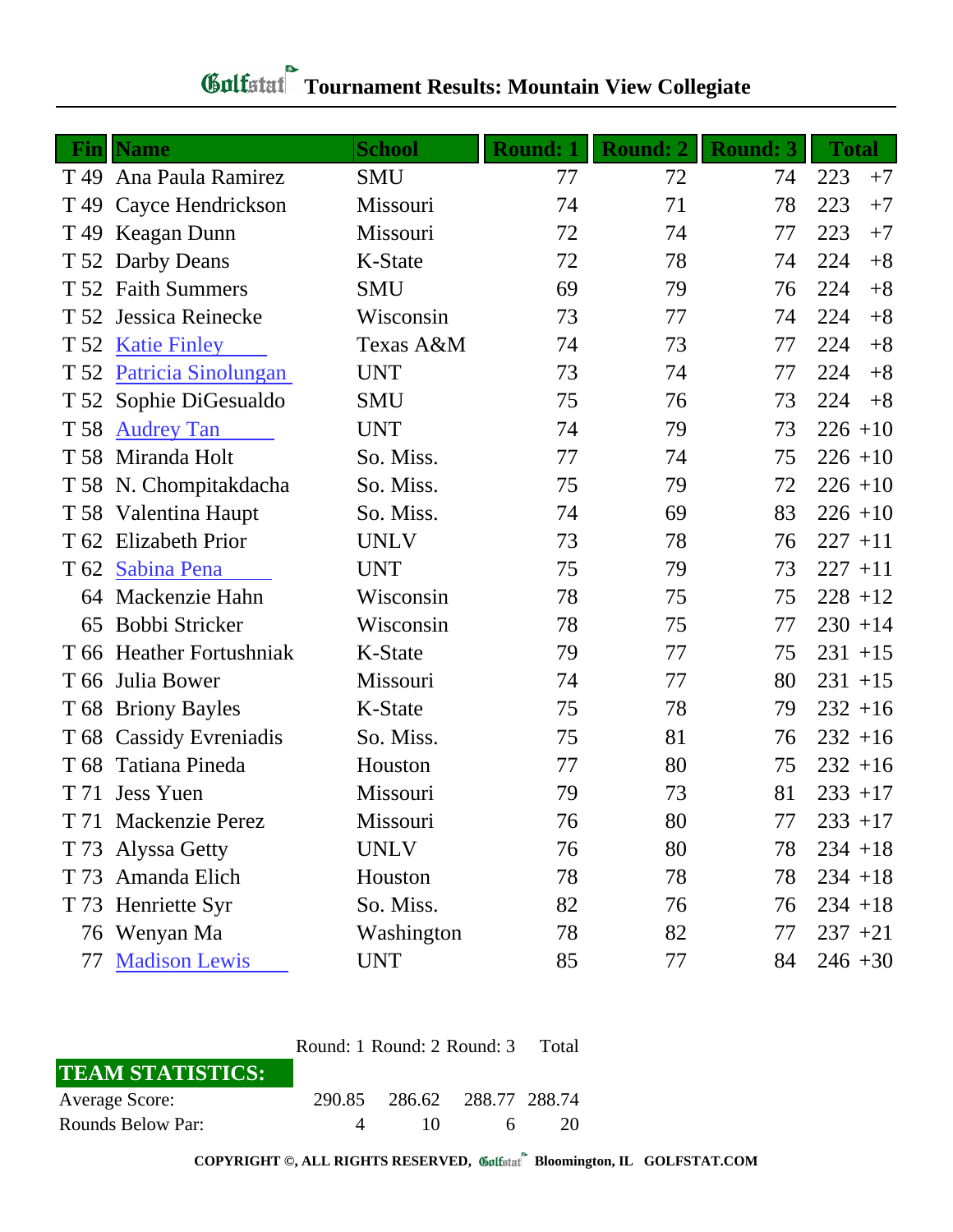# Golfstat Tournament Results: Mountain View Collegiate

| Fin | Name | School | Round: 1 | Round: 2 | Round: 3 | Total | |
|---|---|---|---|---|---|---|---|
| T 49 | Ana Paula Ramirez | SMU | 77 | 72 | 74 | 223 | +7 |
| T 49 | Cayce Hendrickson | Missouri | 74 | 71 | 78 | 223 | +7 |
| T 49 | Keagan Dunn | Missouri | 72 | 74 | 77 | 223 | +7 |
| T 52 | Darby Deans | K-State | 72 | 78 | 74 | 224 | +8 |
| T 52 | Faith Summers | SMU | 69 | 79 | 76 | 224 | +8 |
| T 52 | Jessica Reinecke | Wisconsin | 73 | 77 | 74 | 224 | +8 |
| T 52 | Katie Finley | Texas A&M | 74 | 73 | 77 | 224 | +8 |
| T 52 | Patricia Sinolungan | UNT | 73 | 74 | 77 | 224 | +8 |
| T 52 | Sophie DiGesualdo | SMU | 75 | 76 | 73 | 224 | +8 |
| T 58 | Audrey Tan | UNT | 74 | 79 | 73 | 226 | +10 |
| T 58 | Miranda Holt | So. Miss. | 77 | 74 | 75 | 226 | +10 |
| T 58 | N. Chompitakdacha | So. Miss. | 75 | 79 | 72 | 226 | +10 |
| T 58 | Valentina Haupt | So. Miss. | 74 | 69 | 83 | 226 | +10 |
| T 62 | Elizabeth Prior | UNLV | 73 | 78 | 76 | 227 | +11 |
| T 62 | Sabina Pena | UNT | 75 | 79 | 73 | 227 | +11 |
| 64 | Mackenzie Hahn | Wisconsin | 78 | 75 | 75 | 228 | +12 |
| 65 | Bobbi Stricker | Wisconsin | 78 | 75 | 77 | 230 | +14 |
| T 66 | Heather Fortushniak | K-State | 79 | 77 | 75 | 231 | +15 |
| T 66 | Julia Bower | Missouri | 74 | 77 | 80 | 231 | +15 |
| T 68 | Briony Bayles | K-State | 75 | 78 | 79 | 232 | +16 |
| T 68 | Cassidy Evreniadis | So. Miss. | 75 | 81 | 76 | 232 | +16 |
| T 68 | Tatiana Pineda | Houston | 77 | 80 | 75 | 232 | +16 |
| T 71 | Jess Yuen | Missouri | 79 | 73 | 81 | 233 | +17 |
| T 71 | Mackenzie Perez | Missouri | 76 | 80 | 77 | 233 | +17 |
| T 73 | Alyssa Getty | UNLV | 76 | 80 | 78 | 234 | +18 |
| T 73 | Amanda Elich | Houston | 78 | 78 | 78 | 234 | +18 |
| T 73 | Henriette Syr | So. Miss. | 82 | 76 | 76 | 234 | +18 |
| 76 | Wenyan Ma | Washington | 78 | 82 | 77 | 237 | +21 |
| 77 | Madison Lewis | UNT | 85 | 77 | 84 | 246 | +30 |

| TEAM STATISTICS: | Round: 1 | Round: 2 | Round: 3 | Total |
|---|---|---|---|---|
| Average Score: | 290.85 | 286.62 | 288.77 | 288.74 |
| Rounds Below Par: | 4 | 10 | 6 | 20 |

**COPYRIGHT ©, ALL RIGHTS RESERVED, Golfstat Bloomington, IL GOLFSTAT.COM**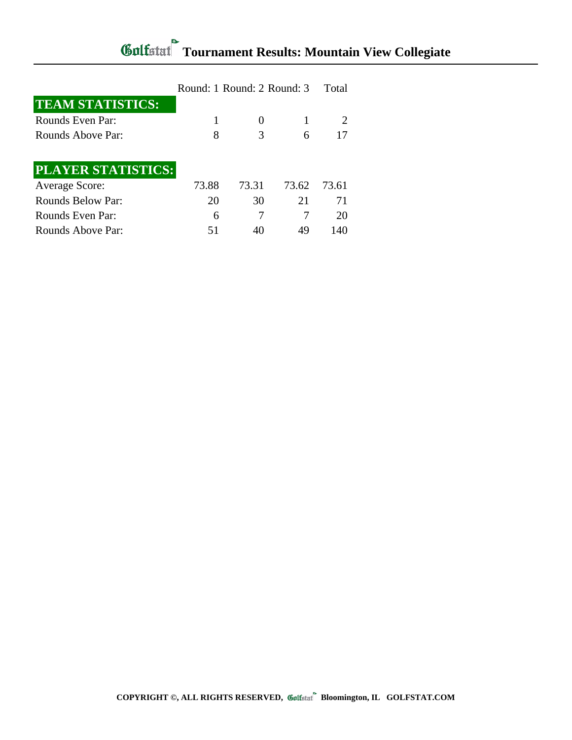# Golfstat Tournament Results: Mountain View Collegiate

| | Round: 1 | Round: 2 | Round: 3 | Total |
|---|---|---|---|---|
| **TEAM STATISTICS:** | | | | |
| Rounds Even Par: | 1 | 0 | 1 | 2 |
| Rounds Above Par: | 8 | 3 | 6 | 17 |
| | | | | |
| **PLAYER STATISTICS:** | | | | |
| Average Score: | 73.88 | 73.31 | 73.62 | 73.61 |
| Rounds Below Par: | 20 | 30 | 21 | 71 |
| Rounds Even Par: | 6 | 7 | 7 | 20 |
| Rounds Above Par: | 51 | 40 | 49 | 140 |

**COPYRIGHT ©, ALL RIGHTS RESERVED, Golfstat Bloomington, IL GOLFSTAT.COM**